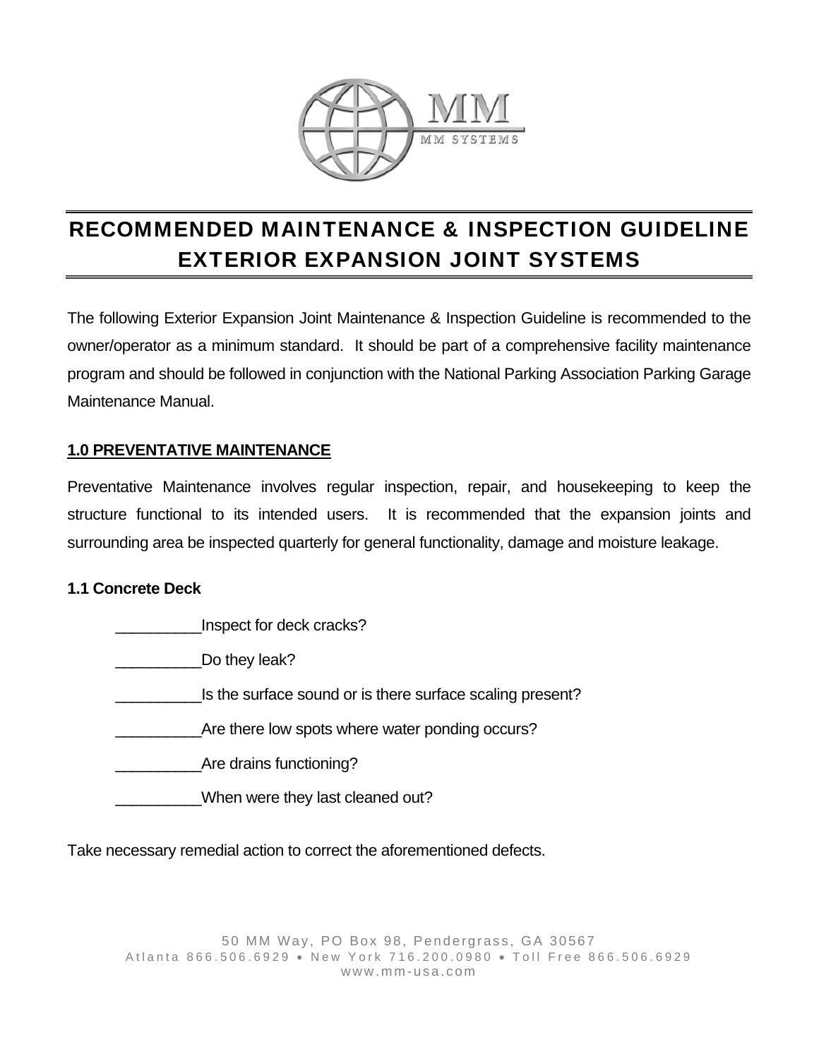MM

MM SYSTEMS

# RECOMMENDED MAINTENANCE & INSPECTION GUIDELINE EXTERIOR EXPANSION JOINT SYSTEMS

The following Exterior Expansion Joint Maintenance & Inspection Guideline is recommended to the owner/operator as a minimum standard. It should be part of a comprehensive facility maintenance program and should be followed in conjunction with the National Parking Association Parking Garage Maintenance Manual.

## 1.0 PREVENTATIVE MAINTENANCE

Preventative Maintenance involves regular inspection, repair, and housekeeping to keep the structure functional to its intended users. It is recommended that the expansion joints and surrounding area be inspected quarterly for general functionality, damage and moisture leakage.

### 1.1 Concrete Deck

__________Inspect for deck cracks?

__________Do they leak?

__________Is the surface sound or is there surface scaling present?

__________Are there low spots where water ponding occurs?

__________Are drains functioning?

__________When were they last cleaned out?

Take necessary remedial action to correct the aforementioned defects.

50 MM Way, PO Box 98, Pendergrass, GA 30567
Atlanta 866.506.6929 • New York 716.200.0980 • Toll Free 866.506.6929
www.mm-usa.com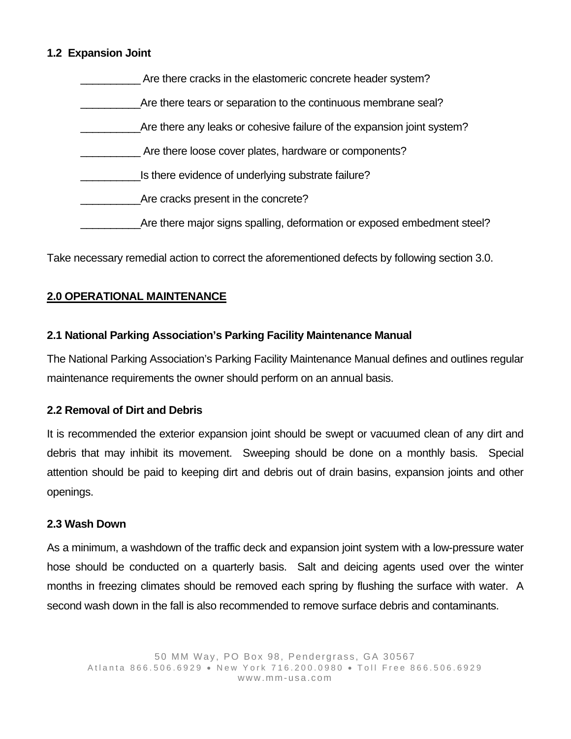### 1.2 Expansion Joint

__________ Are there cracks in the elastomeric concrete header system?

__________Are there tears or separation to the continuous membrane seal?

__________Are there any leaks or cohesive failure of the expansion joint system?

__________ Are there loose cover plates, hardware or components?

__________Is there evidence of underlying substrate failure?

__________Are cracks present in the concrete?

__________Are there major signs spalling, deformation or exposed embedment steel?

Take necessary remedial action to correct the aforementioned defects by following section 3.0.

## 2.0 OPERATIONAL MAINTENANCE

### 2.1 National Parking Association's Parking Facility Maintenance Manual

The National Parking Association's Parking Facility Maintenance Manual defines and outlines regular maintenance requirements the owner should perform on an annual basis.

### 2.2 Removal of Dirt and Debris

It is recommended the exterior expansion joint should be swept or vacuumed clean of any dirt and debris that may inhibit its movement. Sweeping should be done on a monthly basis. Special attention should be paid to keeping dirt and debris out of drain basins, expansion joints and other openings.

### 2.3 Wash Down

As a minimum, a washdown of the traffic deck and expansion joint system with a low-pressure water hose should be conducted on a quarterly basis. Salt and deicing agents used over the winter months in freezing climates should be removed each spring by flushing the surface with water. A second wash down in the fall is also recommended to remove surface debris and contaminants.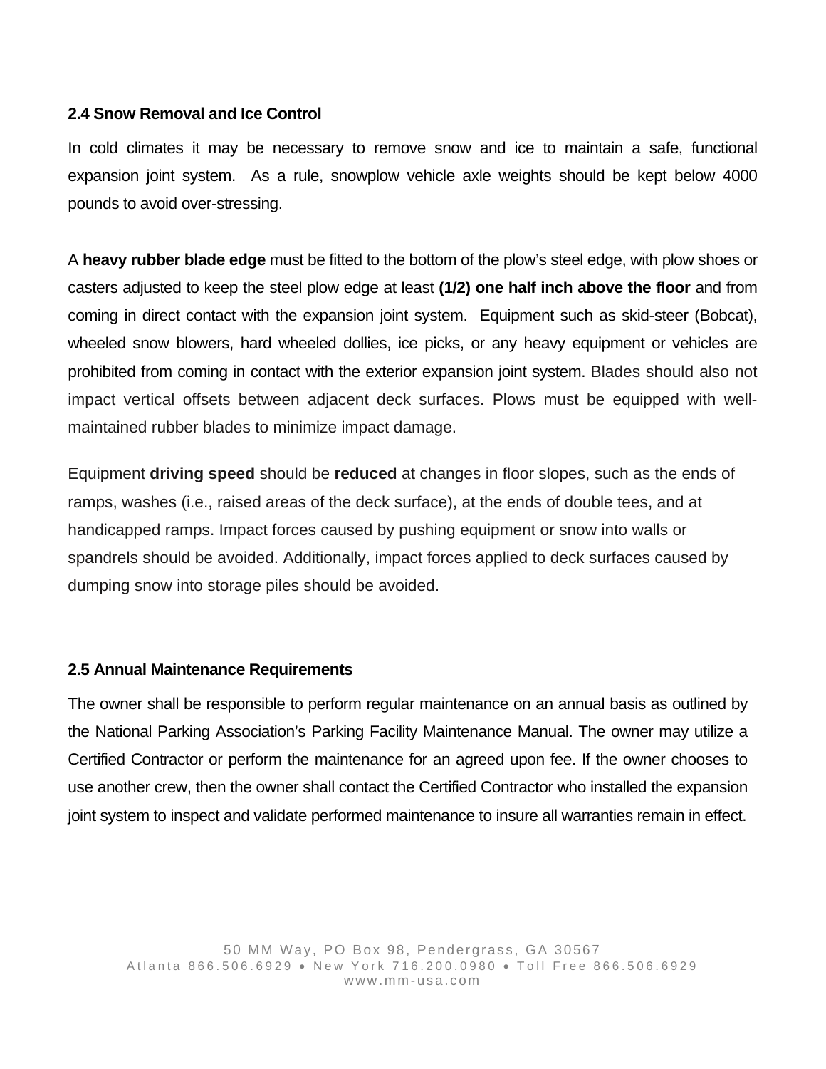### 2.4 Snow Removal and Ice Control

In cold climates it may be necessary to remove snow and ice to maintain a safe, functional expansion joint system. As a rule, snowplow vehicle axle weights should be kept below 4000 pounds to avoid over-stressing.

A **heavy rubber blade edge** must be fitted to the bottom of the plow's steel edge, with plow shoes or casters adjusted to keep the steel plow edge at least **(1/2) one half inch above the floor** and from coming in direct contact with the expansion joint system. Equipment such as skid-steer (Bobcat), wheeled snow blowers, hard wheeled dollies, ice picks, or any heavy equipment or vehicles are prohibited from coming in contact with the exterior expansion joint system. Blades should also not impact vertical offsets between adjacent deck surfaces. Plows must be equipped with well-maintained rubber blades to minimize impact damage.

Equipment **driving speed** should be **reduced** at changes in floor slopes, such as the ends of ramps, washes (i.e., raised areas of the deck surface), at the ends of double tees, and at handicapped ramps. Impact forces caused by pushing equipment or snow into walls or spandrels should be avoided. Additionally, impact forces applied to deck surfaces caused by dumping snow into storage piles should be avoided.

### 2.5 Annual Maintenance Requirements

The owner shall be responsible to perform regular maintenance on an annual basis as outlined by the National Parking Association's Parking Facility Maintenance Manual. The owner may utilize a Certified Contractor or perform the maintenance for an agreed upon fee. If the owner chooses to use another crew, then the owner shall contact the Certified Contractor who installed the expansion joint system to inspect and validate performed maintenance to insure all warranties remain in effect.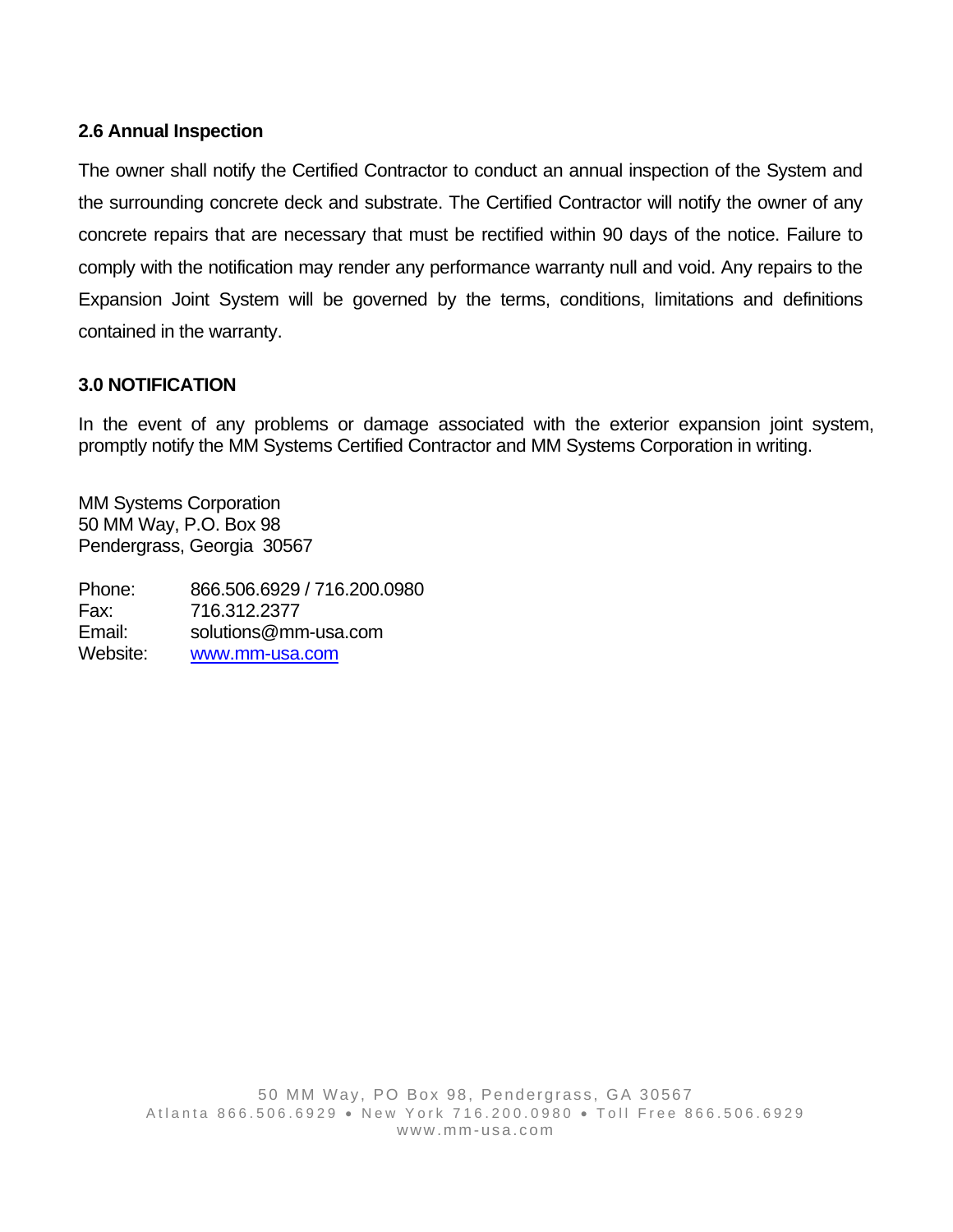### 2.6 Annual Inspection

The owner shall notify the Certified Contractor to conduct an annual inspection of the System and the surrounding concrete deck and substrate. The Certified Contractor will notify the owner of any concrete repairs that are necessary that must be rectified within 90 days of the notice. Failure to comply with the notification may render any performance warranty null and void. Any repairs to the Expansion Joint System will be governed by the terms, conditions, limitations and definitions contained in the warranty.

## 3.0 NOTIFICATION

In the event of any problems or damage associated with the exterior expansion joint system, promptly notify the MM Systems Certified Contractor and MM Systems Corporation in writing.

MM Systems Corporation
50 MM Way, P.O. Box 98
Pendergrass, Georgia 30567

| | |
|---|---|
| Phone: | 866.506.6929 / 716.200.0980 |
| Fax: | 716.312.2377 |
| Email: | solutions@mm-usa.com |
| Website: | www.mm-usa.com |